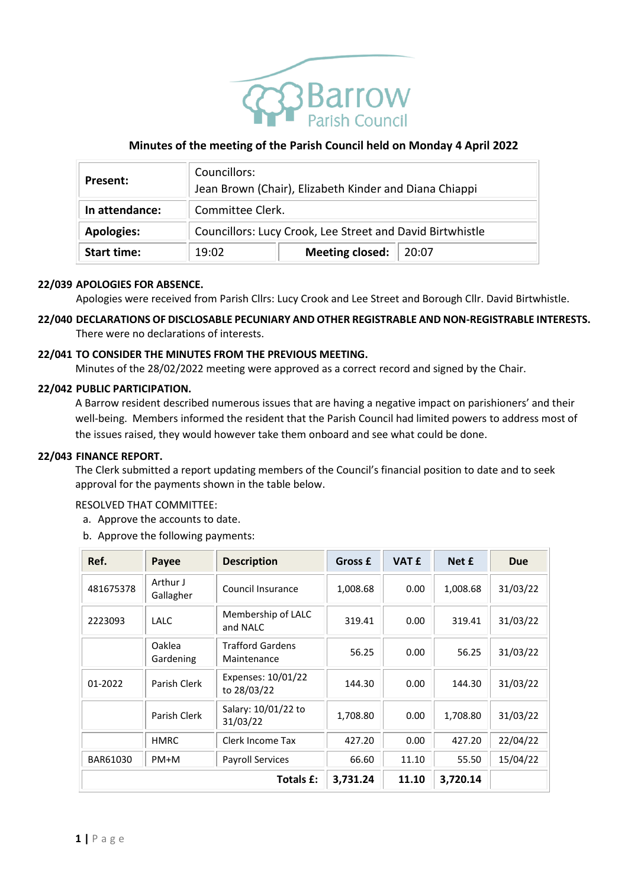Barrow Parish Council

## Minutes of the meeting of the Parish Council held on Monday 4 April 2022

| **Present:** | Councillors: Jean Brown (Chair), Elizabeth Kinder and Diana Chiappi | | |
|---|---|---|---|
| **In attendance:** | Committee Clerk. | | |
| **Apologies:** | Councillors: Lucy Crook, Lee Street and David Birtwhistle | | |
| **Start time:** | 19:02 | **Meeting closed:** | 20:07 |

### 22/039 APOLOGIES FOR ABSENCE.

Apologies were received from Parish Cllrs: Lucy Crook and Lee Street and Borough Cllr. David Birtwhistle.

### 22/040 DECLARATIONS OF DISCLOSABLE PECUNIARY AND OTHER REGISTRABLE AND NON-REGISTRABLE INTERESTS.

There were no declarations of interests.

### 22/041 TO CONSIDER THE MINUTES FROM THE PREVIOUS MEETING.

Minutes of the 28/02/2022 meeting were approved as a correct record and signed by the Chair.

### 22/042 PUBLIC PARTICIPATION.

A Barrow resident described numerous issues that are having a negative impact on parishioners' and their well-being. Members informed the resident that the Parish Council had limited powers to address most of the issues raised, they would however take them onboard and see what could be done.

### 22/043 FINANCE REPORT.

The Clerk submitted a report updating members of the Council's financial position to date and to seek approval for the payments shown in the table below.

RESOLVED THAT COMMITTEE:

a. Approve the accounts to date.
b. Approve the following payments:

| Ref. | Payee | Description | Gross £ | VAT £ | Net £ | Due |
|---|---|---|---|---|---|---|
| 481675378 | Arthur J Gallagher | Council Insurance | 1,008.68 | 0.00 | 1,008.68 | 31/03/22 |
| 2223093 | LALC | Membership of LALC and NALC | 319.41 | 0.00 | 319.41 | 31/03/22 |
| | Oaklea Gardening | Trafford Gardens Maintenance | 56.25 | 0.00 | 56.25 | 31/03/22 |
| 01-2022 | Parish Clerk | Expenses: 10/01/22 to 28/03/22 | 144.30 | 0.00 | 144.30 | 31/03/22 |
| | Parish Clerk | Salary: 10/01/22 to 31/03/22 | 1,708.80 | 0.00 | 1,708.80 | 31/03/22 |
| | HMRC | Clerk Income Tax | 427.20 | 0.00 | 427.20 | 22/04/22 |
| BAR61030 | PM+M | Payroll Services | 66.60 | 11.10 | 55.50 | 15/04/22 |
| | | **Totals £:** | **3,731.24** | **11.10** | **3,720.14** | |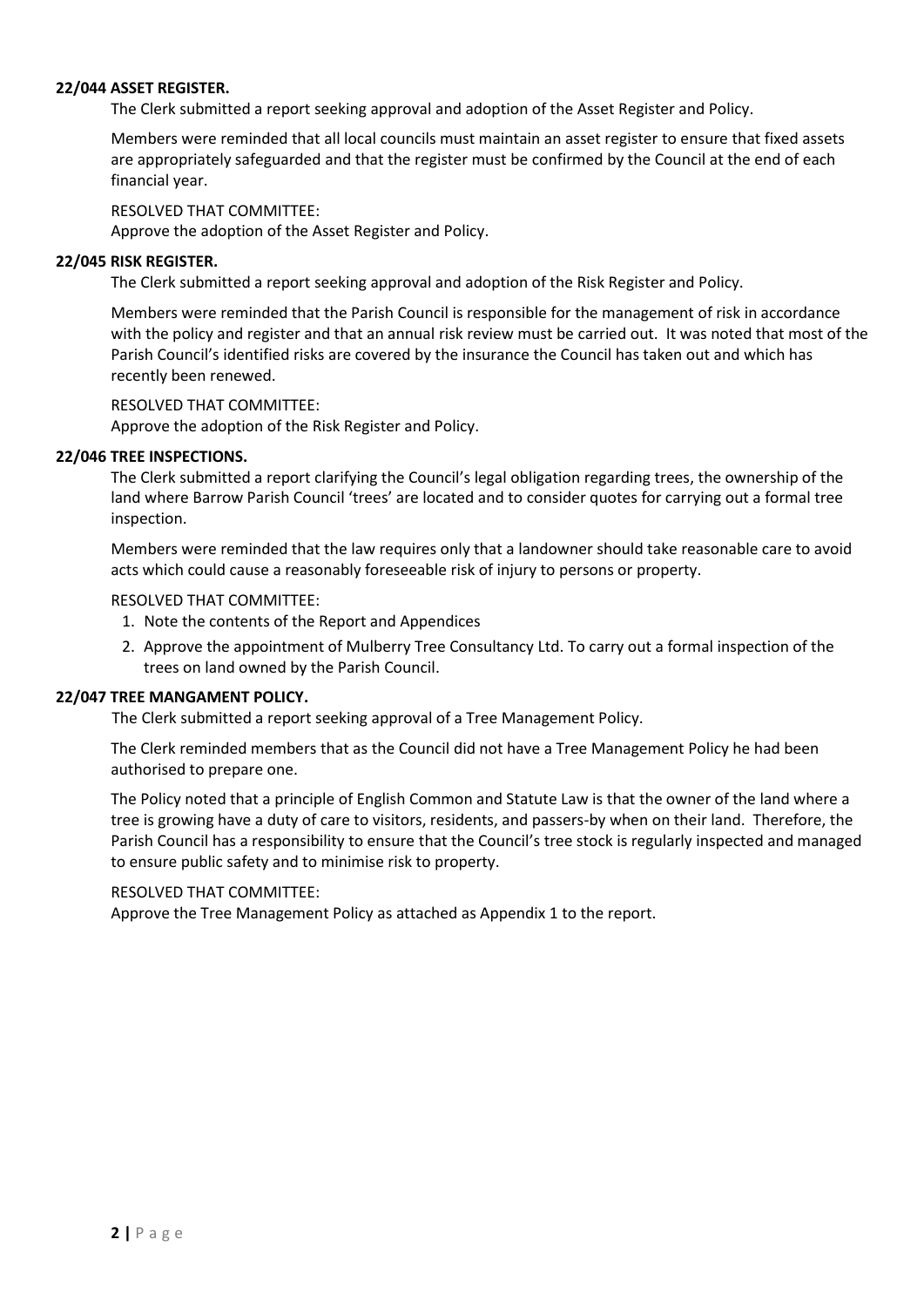**22/044 ASSET REGISTER.**

The Clerk submitted a report seeking approval and adoption of the Asset Register and Policy.

Members were reminded that all local councils must maintain an asset register to ensure that fixed assets are appropriately safeguarded and that the register must be confirmed by the Council at the end of each financial year.

RESOLVED THAT COMMITTEE:
Approve the adoption of the Asset Register and Policy.

**22/045 RISK REGISTER.**

The Clerk submitted a report seeking approval and adoption of the Risk Register and Policy.

Members were reminded that the Parish Council is responsible for the management of risk in accordance with the policy and register and that an annual risk review must be carried out. It was noted that most of the Parish Council's identified risks are covered by the insurance the Council has taken out and which has recently been renewed.

RESOLVED THAT COMMITTEE:
Approve the adoption of the Risk Register and Policy.

**22/046 TREE INSPECTIONS.**

The Clerk submitted a report clarifying the Council's legal obligation regarding trees, the ownership of the land where Barrow Parish Council 'trees' are located and to consider quotes for carrying out a formal tree inspection.

Members were reminded that the law requires only that a landowner should take reasonable care to avoid acts which could cause a reasonably foreseeable risk of injury to persons or property.

RESOLVED THAT COMMITTEE:

1. Note the contents of the Report and Appendices
2. Approve the appointment of Mulberry Tree Consultancy Ltd. To carry out a formal inspection of the trees on land owned by the Parish Council.

**22/047 TREE MANGAMENT POLICY.**

The Clerk submitted a report seeking approval of a Tree Management Policy.

The Clerk reminded members that as the Council did not have a Tree Management Policy he had been authorised to prepare one.

The Policy noted that a principle of English Common and Statute Law is that the owner of the land where a tree is growing have a duty of care to visitors, residents, and passers-by when on their land. Therefore, the Parish Council has a responsibility to ensure that the Council's tree stock is regularly inspected and managed to ensure public safety and to minimise risk to property.

RESOLVED THAT COMMITTEE:
Approve the Tree Management Policy as attached as Appendix 1 to the report.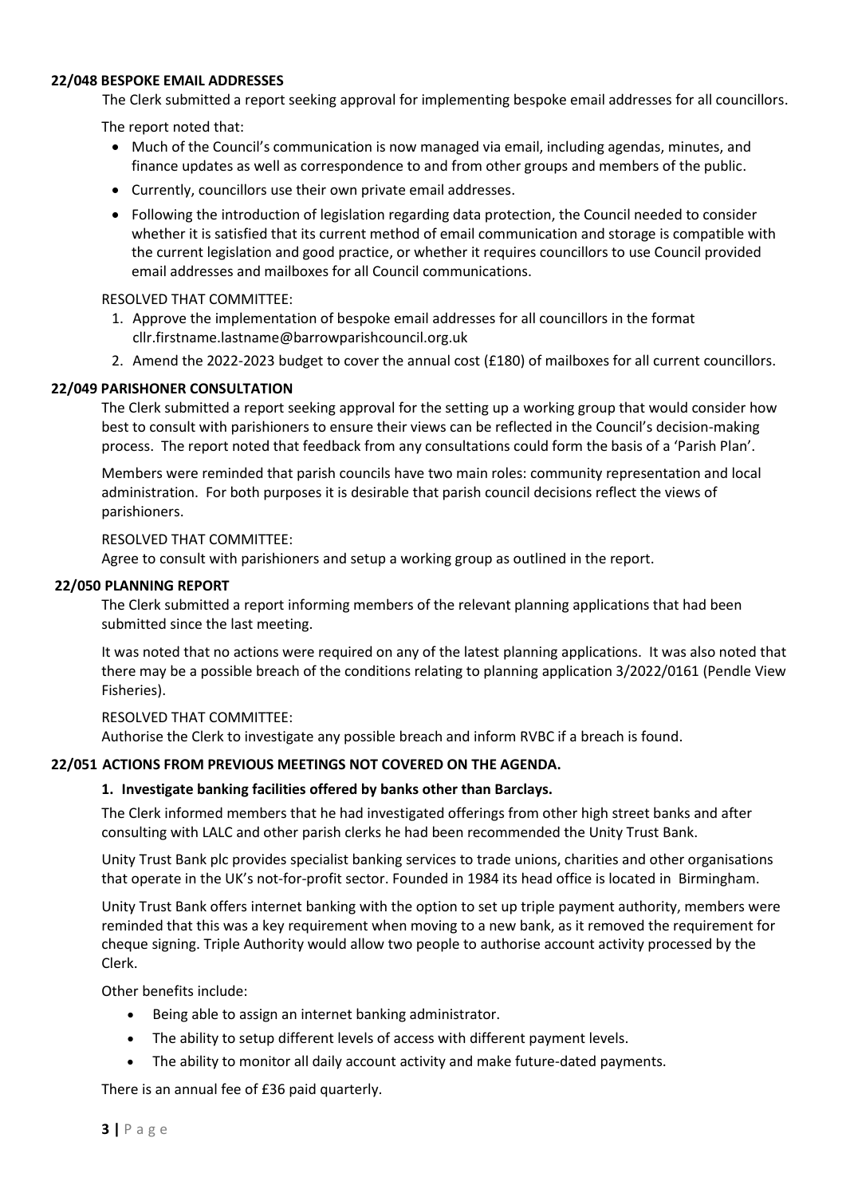### 22/048 BESPOKE EMAIL ADDRESSES

The Clerk submitted a report seeking approval for implementing bespoke email addresses for all councillors.

The report noted that:

- Much of the Council's communication is now managed via email, including agendas, minutes, and finance updates as well as correspondence to and from other groups and members of the public.
- Currently, councillors use their own private email addresses.
- Following the introduction of legislation regarding data protection, the Council needed to consider whether it is satisfied that its current method of email communication and storage is compatible with the current legislation and good practice, or whether it requires councillors to use Council provided email addresses and mailboxes for all Council communications.

RESOLVED THAT COMMITTEE:

1. Approve the implementation of bespoke email addresses for all councillors in the format cllr.firstname.lastname@barrowparishcouncil.org.uk
2. Amend the 2022-2023 budget to cover the annual cost (£180) of mailboxes for all current councillors.

### 22/049 PARISHONER CONSULTATION

The Clerk submitted a report seeking approval for the setting up a working group that would consider how best to consult with parishioners to ensure their views can be reflected in the Council's decision-making process. The report noted that feedback from any consultations could form the basis of a 'Parish Plan'.

Members were reminded that parish councils have two main roles: community representation and local administration. For both purposes it is desirable that parish council decisions reflect the views of parishioners.

RESOLVED THAT COMMITTEE:
Agree to consult with parishioners and setup a working group as outlined in the report.

### 22/050 PLANNING REPORT

The Clerk submitted a report informing members of the relevant planning applications that had been submitted since the last meeting.

It was noted that no actions were required on any of the latest planning applications. It was also noted that there may be a possible breach of the conditions relating to planning application 3/2022/0161 (Pendle View Fisheries).

RESOLVED THAT COMMITTEE:
Authorise the Clerk to investigate any possible breach and inform RVBC if a breach is found.

### 22/051 ACTIONS FROM PREVIOUS MEETINGS NOT COVERED ON THE AGENDA.

**1. Investigate banking facilities offered by banks other than Barclays.**

The Clerk informed members that he had investigated offerings from other high street banks and after consulting with LALC and other parish clerks he had been recommended the Unity Trust Bank.

Unity Trust Bank plc provides specialist banking services to trade unions, charities and other organisations that operate in the UK's not-for-profit sector. Founded in 1984 its head office is located in Birmingham.

Unity Trust Bank offers internet banking with the option to set up triple payment authority, members were reminded that this was a key requirement when moving to a new bank, as it removed the requirement for cheque signing. Triple Authority would allow two people to authorise account activity processed by the Clerk.

Other benefits include:

- Being able to assign an internet banking administrator.
- The ability to setup different levels of access with different payment levels.
- The ability to monitor all daily account activity and make future-dated payments.

There is an annual fee of £36 paid quarterly.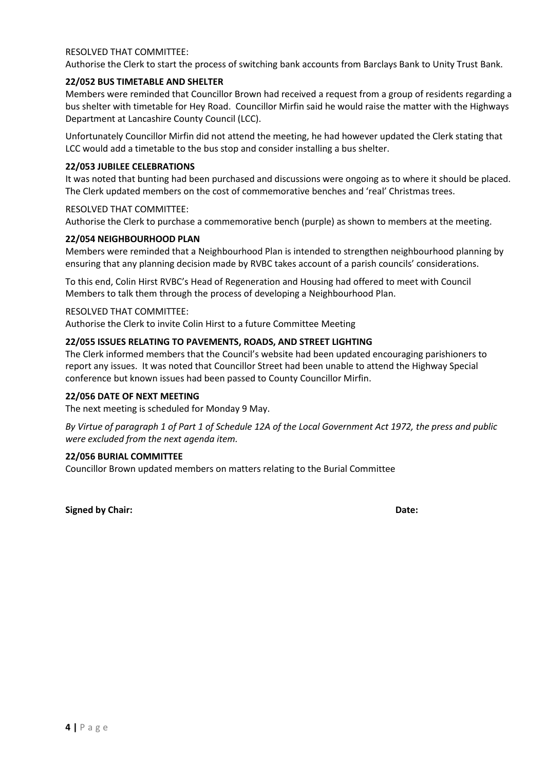RESOLVED THAT COMMITTEE:

Authorise the Clerk to start the process of switching bank accounts from Barclays Bank to Unity Trust Bank.

**22/052 BUS TIMETABLE AND SHELTER**

Members were reminded that Councillor Brown had received a request from a group of residents regarding a bus shelter with timetable for Hey Road. Councillor Mirfin said he would raise the matter with the Highways Department at Lancashire County Council (LCC).

Unfortunately Councillor Mirfin did not attend the meeting, he had however updated the Clerk stating that LCC would add a timetable to the bus stop and consider installing a bus shelter.

**22/053 JUBILEE CELEBRATIONS**

It was noted that bunting had been purchased and discussions were ongoing as to where it should be placed. The Clerk updated members on the cost of commemorative benches and 'real' Christmas trees.

RESOLVED THAT COMMITTEE:

Authorise the Clerk to purchase a commemorative bench (purple) as shown to members at the meeting.

**22/054 NEIGHBOURHOOD PLAN**

Members were reminded that a Neighbourhood Plan is intended to strengthen neighbourhood planning by ensuring that any planning decision made by RVBC takes account of a parish councils' considerations.

To this end, Colin Hirst RVBC's Head of Regeneration and Housing had offered to meet with Council Members to talk them through the process of developing a Neighbourhood Plan.

RESOLVED THAT COMMITTEE:

Authorise the Clerk to invite Colin Hirst to a future Committee Meeting

**22/055 ISSUES RELATING TO PAVEMENTS, ROADS, AND STREET LIGHTING**

The Clerk informed members that the Council's website had been updated encouraging parishioners to report any issues. It was noted that Councillor Street had been unable to attend the Highway Special conference but known issues had been passed to County Councillor Mirfin.

**22/056 DATE OF NEXT MEETING**

The next meeting is scheduled for Monday 9 May.

*By Virtue of paragraph 1 of Part 1 of Schedule 12A of the Local Government Act 1972, the press and public were excluded from the next agenda item.*

**22/056 BURIAL COMMITTEE**

Councillor Brown updated members on matters relating to the Burial Committee

**Signed by Chair:** **Date:**